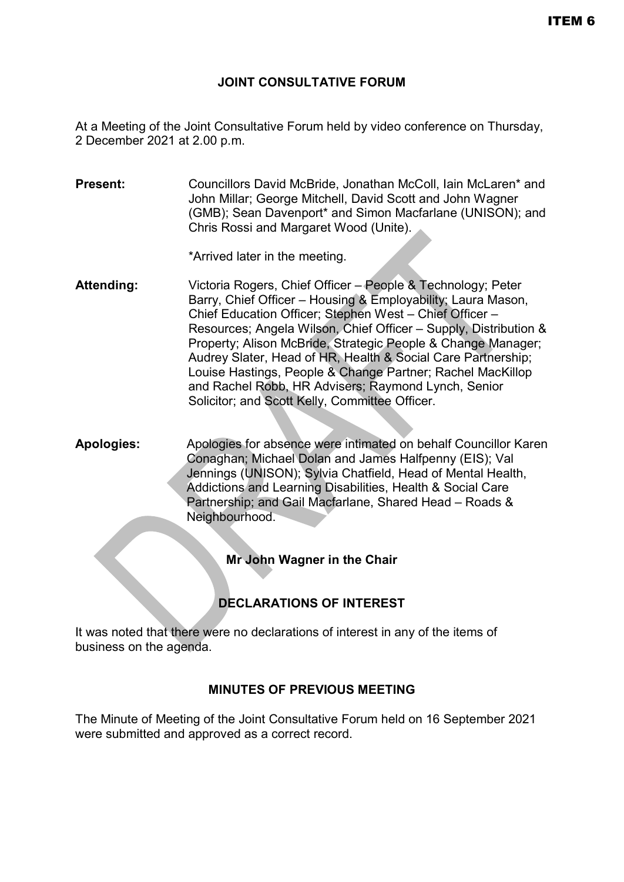ITEM 6

# JOINT CONSULTATIVE FORUM

At a Meeting of the Joint Consultative Forum held by video conference on Thursday, 2 December 2021 at 2.00 p.m.

**Present:** Councillors David McBride, Jonathan McColl, Iain McLaren* and John Millar; George Mitchell, David Scott and John Wagner (GMB); Sean Davenport* and Simon Macfarlane (UNISON); and Chris Rossi and Margaret Wood (Unite).

*Arrived later in the meeting.

**Attending:** Victoria Rogers, Chief Officer – People & Technology; Peter Barry, Chief Officer – Housing & Employability; Laura Mason, Chief Education Officer; Stephen West – Chief Officer – Resources; Angela Wilson, Chief Officer – Supply, Distribution & Property; Alison McBride, Strategic People & Change Manager; Audrey Slater, Head of HR, Health & Social Care Partnership; Louise Hastings, People & Change Partner; Rachel MacKillop and Rachel Robb, HR Advisers; Raymond Lynch, Senior Solicitor; and Scott Kelly, Committee Officer.

**Apologies:** Apologies for absence were intimated on behalf Councillor Karen Conaghan; Michael Dolan and James Halfpenny (EIS); Val Jennings (UNISON); Sylvia Chatfield, Head of Mental Health, Addictions and Learning Disabilities, Health & Social Care Partnership; and Gail Macfarlane, Shared Head – Roads & Neighbourhood.

**Mr John Wagner in the Chair**

## DECLARATIONS OF INTEREST

It was noted that there were no declarations of interest in any of the items of business on the agenda.

## MINUTES OF PREVIOUS MEETING

The Minute of Meeting of the Joint Consultative Forum held on 16 September 2021 were submitted and approved as a correct record.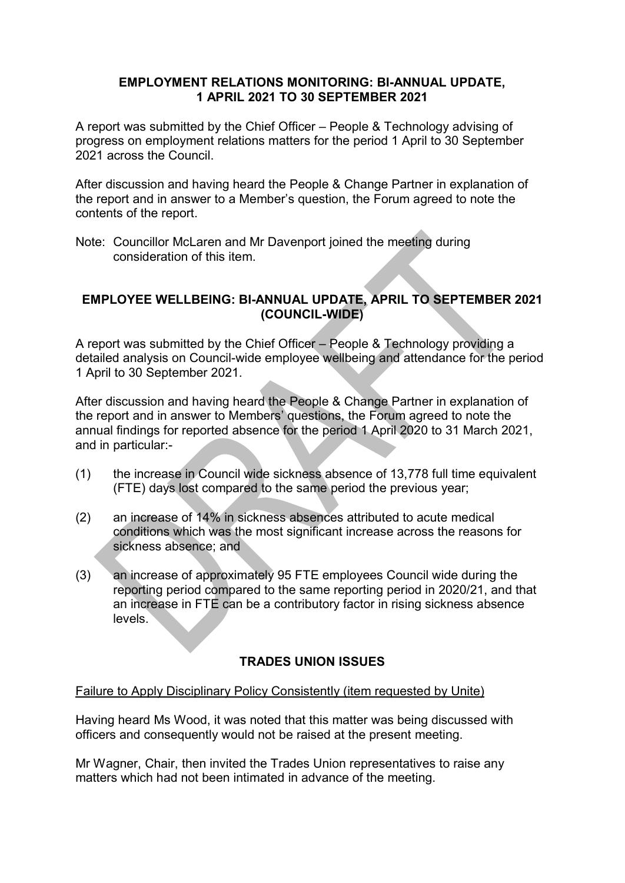## EMPLOYMENT RELATIONS MONITORING: BI-ANNUAL UPDATE, 1 APRIL 2021 TO 30 SEPTEMBER 2021

A report was submitted by the Chief Officer – People & Technology advising of progress on employment relations matters for the period 1 April to 30 September 2021 across the Council.

After discussion and having heard the People & Change Partner in explanation of the report and in answer to a Member's question, the Forum agreed to note the contents of the report.

Note: Councillor McLaren and Mr Davenport joined the meeting during consideration of this item.

## EMPLOYEE WELLBEING: BI-ANNUAL UPDATE, APRIL TO SEPTEMBER 2021 (COUNCIL-WIDE)

A report was submitted by the Chief Officer – People & Technology providing a detailed analysis on Council-wide employee wellbeing and attendance for the period 1 April to 30 September 2021.

After discussion and having heard the People & Change Partner in explanation of the report and in answer to Members' questions, the Forum agreed to note the annual findings for reported absence for the period 1 April 2020 to 31 March 2021, and in particular:-

(1) the increase in Council wide sickness absence of 13,778 full time equivalent (FTE) days lost compared to the same period the previous year;

(2) an increase of 14% in sickness absences attributed to acute medical conditions which was the most significant increase across the reasons for sickness absence; and

(3) an increase of approximately 95 FTE employees Council wide during the reporting period compared to the same reporting period in 2020/21, and that an increase in FTE can be a contributory factor in rising sickness absence levels.

## TRADES UNION ISSUES

Failure to Apply Disciplinary Policy Consistently (item requested by Unite)

Having heard Ms Wood, it was noted that this matter was being discussed with officers and consequently would not be raised at the present meeting.

Mr Wagner, Chair, then invited the Trades Union representatives to raise any matters which had not been intimated in advance of the meeting.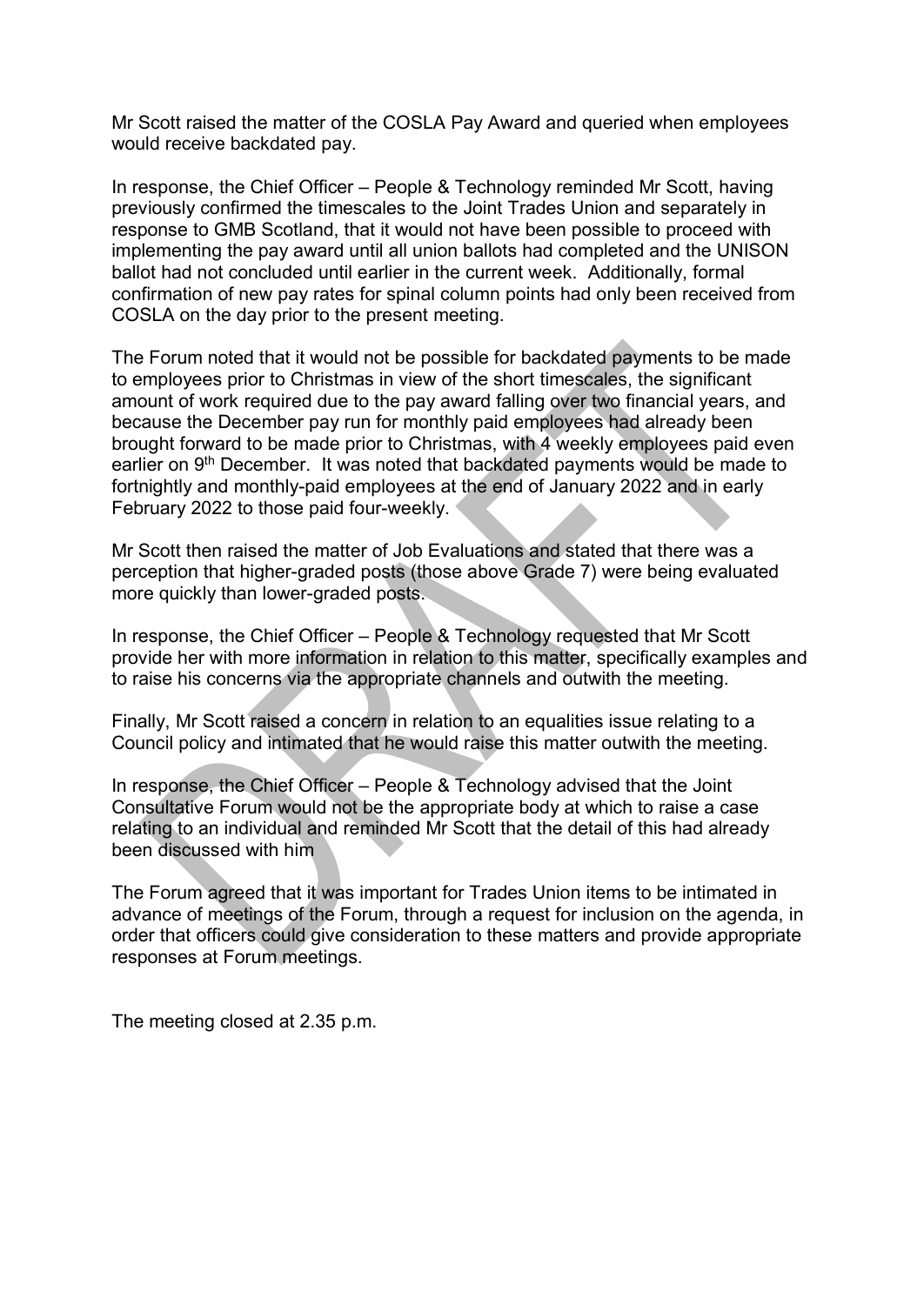Mr Scott raised the matter of the COSLA Pay Award and queried when employees would receive backdated pay.

In response, the Chief Officer – People & Technology reminded Mr Scott, having previously confirmed the timescales to the Joint Trades Union and separately in response to GMB Scotland, that it would not have been possible to proceed with implementing the pay award until all union ballots had completed and the UNISON ballot had not concluded until earlier in the current week. Additionally, formal confirmation of new pay rates for spinal column points had only been received from COSLA on the day prior to the present meeting.

The Forum noted that it would not be possible for backdated payments to be made to employees prior to Christmas in view of the short timescales, the significant amount of work required due to the pay award falling over two financial years, and because the December pay run for monthly paid employees had already been brought forward to be made prior to Christmas, with 4 weekly employees paid even earlier on 9th December. It was noted that backdated payments would be made to fortnightly and monthly-paid employees at the end of January 2022 and in early February 2022 to those paid four-weekly.

Mr Scott then raised the matter of Job Evaluations and stated that there was a perception that higher-graded posts (those above Grade 7) were being evaluated more quickly than lower-graded posts.

In response, the Chief Officer – People & Technology requested that Mr Scott provide her with more information in relation to this matter, specifically examples and to raise his concerns via the appropriate channels and outwith the meeting.

Finally, Mr Scott raised a concern in relation to an equalities issue relating to a Council policy and intimated that he would raise this matter outwith the meeting.

In response, the Chief Officer – People & Technology advised that the Joint Consultative Forum would not be the appropriate body at which to raise a case relating to an individual and reminded Mr Scott that the detail of this had already been discussed with him

The Forum agreed that it was important for Trades Union items to be intimated in advance of meetings of the Forum, through a request for inclusion on the agenda, in order that officers could give consideration to these matters and provide appropriate responses at Forum meetings.

The meeting closed at 2.35 p.m.